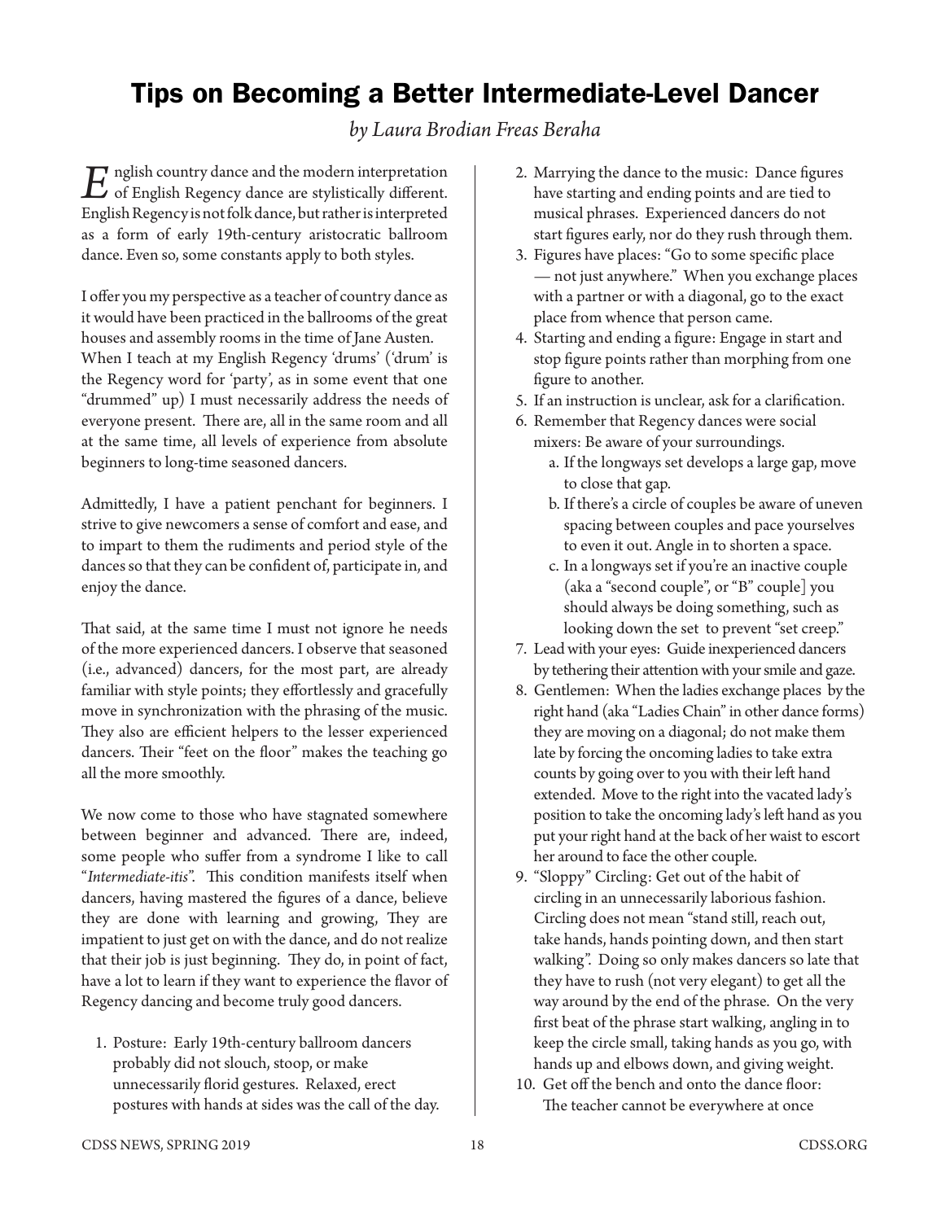# Tips on Becoming a Better Intermediate-Level Dancer

*by Laura Brodian Freas Beraha*

English country dance and the modern interpretation of English Regency dance are stylistically different. English Regency is not folk dance, but rather is interpreted as a form of early 19th-century aristocratic ballroom dance. Even so, some constants apply to both styles.

I offer you my perspective as a teacher of country dance as it would have been practiced in the ballrooms of the great houses and assembly rooms in the time of Jane Austen. When I teach at my English Regency 'drums' ('drum' is the Regency word for 'party', as in some event that one "drummed" up) I must necessarily address the needs of everyone present. There are, all in the same room and all at the same time, all levels of experience from absolute beginners to long-time seasoned dancers.

Admittedly, I have a patient penchant for beginners. I strive to give newcomers a sense of comfort and ease, and to impart to them the rudiments and period style of the dances so that they can be confident of, participate in, and enjoy the dance.

That said, at the same time I must not ignore he needs of the more experienced dancers. I observe that seasoned (i.e., advanced) dancers, for the most part, are already familiar with style points; they effortlessly and gracefully move in synchronization with the phrasing of the music. They also are efficient helpers to the lesser experienced dancers. Their "feet on the floor" makes the teaching go all the more smoothly.

We now come to those who have stagnated somewhere between beginner and advanced. There are, indeed, some people who suffer from a syndrome I like to call "*Intermediate-itis*". This condition manifests itself when dancers, having mastered the figures of a dance, believe they are done with learning and growing, They are impatient to just get on with the dance, and do not realize that their job is just beginning. They do, in point of fact, have a lot to learn if they want to experience the flavor of Regency dancing and become truly good dancers.

1. Posture: Early 19th-century ballroom dancers probably did not slouch, stoop, or make unnecessarily florid gestures. Relaxed, erect postures with hands at sides was the call of the day.
2. Marrying the dance to the music: Dance figures have starting and ending points and are tied to musical phrases. Experienced dancers do not start figures early, nor do they rush through them.
3. Figures have places: "Go to some specific place — not just anywhere." When you exchange places with a partner or with a diagonal, go to the exact place from whence that person came.
4. Starting and ending a figure: Engage in start and stop figure points rather than morphing from one figure to another.
5. If an instruction is unclear, ask for a clarification.
6. Remember that Regency dances were social mixers: Be aware of your surroundings.
    a. If the longways set develops a large gap, move to close that gap.
    b. If there's a circle of couples be aware of uneven spacing between couples and pace yourselves to even it out. Angle in to shorten a space.
    c. In a longways set if you're an inactive couple (aka a "second couple", or "B" couple] you should always be doing something, such as looking down the set to prevent "set creep."
7. Lead with your eyes: Guide inexperienced dancers by tethering their attention with your smile and gaze.
8. Gentlemen: When the ladies exchange places by the right hand (aka "Ladies Chain" in other dance forms) they are moving on a diagonal; do not make them late by forcing the oncoming ladies to take extra counts by going over to you with their left hand extended. Move to the right into the vacated lady's position to take the oncoming lady's left hand as you put your right hand at the back of her waist to escort her around to face the other couple.
9. "Sloppy" Circling: Get out of the habit of circling in an unnecessarily laborious fashion. Circling does not mean "stand still, reach out, take hands, hands pointing down, and then start walking". Doing so only makes dancers so late that they have to rush (not very elegant) to get all the way around by the end of the phrase. On the very first beat of the phrase start walking, angling in to keep the circle small, taking hands as you go, with hands up and elbows down, and giving weight.
10. Get off the bench and onto the dance floor: The teacher cannot be everywhere at once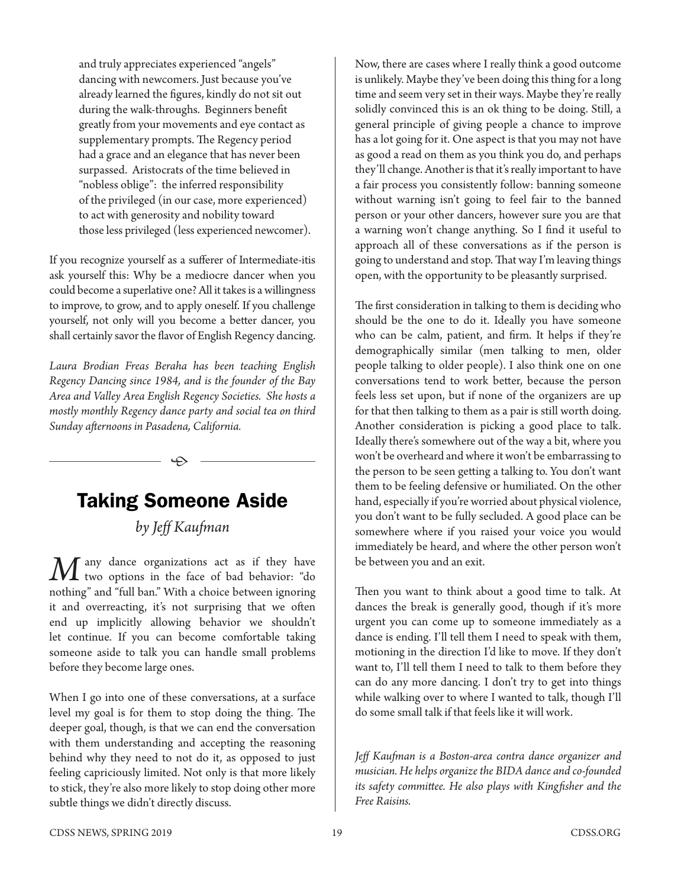and truly appreciates experienced "angels" dancing with newcomers. Just because you've already learned the figures, kindly do not sit out during the walk-throughs. Beginners benefit greatly from your movements and eye contact as supplementary prompts. The Regency period had a grace and an elegance that has never been surpassed. Aristocrats of the time believed in "nobless oblige": the inferred responsibility of the privileged (in our case, more experienced) to act with generosity and nobility toward those less privileged (less experienced newcomer).

If you recognize yourself as a sufferer of Intermediate-itis ask yourself this: Why be a mediocre dancer when you could become a superlative one? All it takes is a willingness to improve, to grow, and to apply oneself. If you challenge yourself, not only will you become a better dancer, you shall certainly savor the flavor of English Regency dancing.

*Laura Brodian Freas Beraha has been teaching English Regency Dancing since 1984, and is the founder of the Bay Area and Valley Area English Regency Societies. She hosts a mostly monthly Regency dance party and social tea on third Sunday afternoons in Pasadena, California.*

---

# Taking Someone Aside

*by Jeff Kaufman*

Many dance organizations act as if they have two options in the face of bad behavior: "do nothing" and "full ban." With a choice between ignoring it and overreacting, it's not surprising that we often end up implicitly allowing behavior we shouldn't let continue. If you can become comfortable taking someone aside to talk you can handle small problems before they become large ones.

When I go into one of these conversations, at a surface level my goal is for them to stop doing the thing. The deeper goal, though, is that we can end the conversation with them understanding and accepting the reasoning behind why they need to not do it, as opposed to just feeling capriciously limited. Not only is that more likely to stick, they're also more likely to stop doing other more subtle things we didn't directly discuss.

Now, there are cases where I really think a good outcome is unlikely. Maybe they've been doing this thing for a long time and seem very set in their ways. Maybe they're really solidly convinced this is an ok thing to be doing. Still, a general principle of giving people a chance to improve has a lot going for it. One aspect is that you may not have as good a read on them as you think you do, and perhaps they'll change. Another is that it's really important to have a fair process you consistently follow: banning someone without warning isn't going to feel fair to the banned person or your other dancers, however sure you are that a warning won't change anything. So I find it useful to approach all of these conversations as if the person is going to understand and stop. That way I'm leaving things open, with the opportunity to be pleasantly surprised.

The first consideration in talking to them is deciding who should be the one to do it. Ideally you have someone who can be calm, patient, and firm. It helps if they're demographically similar (men talking to men, older people talking to older people). I also think one on one conversations tend to work better, because the person feels less set upon, but if none of the organizers are up for that then talking to them as a pair is still worth doing. Another consideration is picking a good place to talk. Ideally there's somewhere out of the way a bit, where you won't be overheard and where it won't be embarrassing to the person to be seen getting a talking to. You don't want them to be feeling defensive or humiliated. On the other hand, especially if you're worried about physical violence, you don't want to be fully secluded. A good place can be somewhere where if you raised your voice you would immediately be heard, and where the other person won't be between you and an exit.

Then you want to think about a good time to talk. At dances the break is generally good, though if it's more urgent you can come up to someone immediately as a dance is ending. I'll tell them I need to speak with them, motioning in the direction I'd like to move. If they don't want to, I'll tell them I need to talk to them before they can do any more dancing. I don't try to get into things while walking over to where I wanted to talk, though I'll do some small talk if that feels like it will work.

*Jeff Kaufman is a Boston-area contra dance organizer and musician. He helps organize the BIDA dance and co-founded its safety committee. He also plays with Kingfisher and the Free Raisins.*